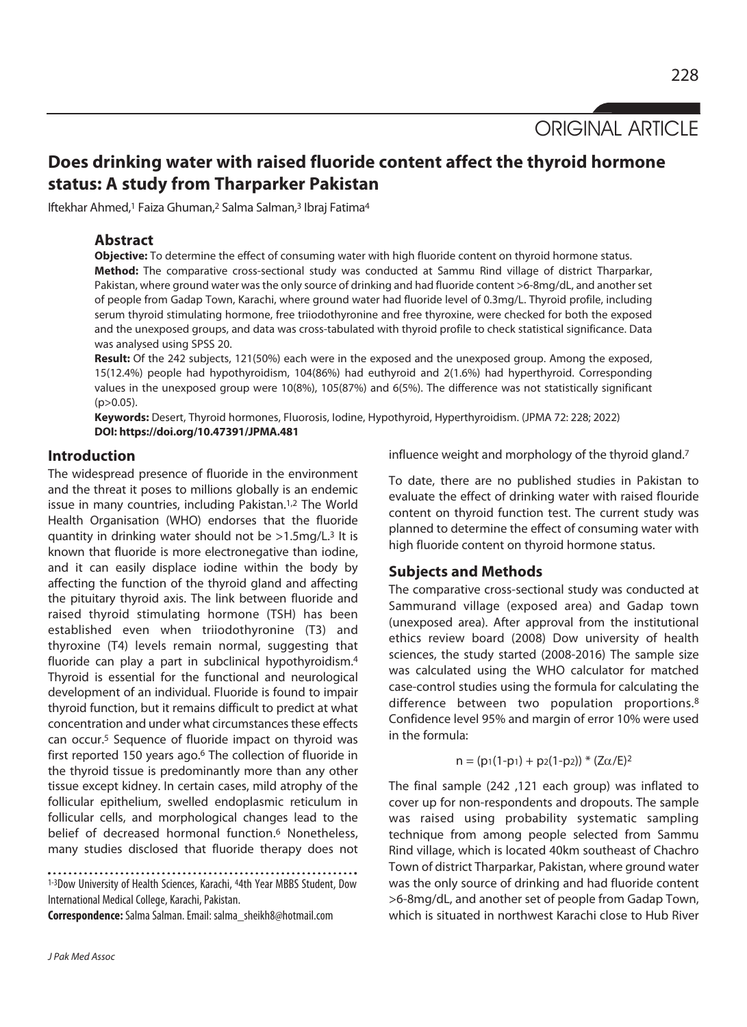ORIGINAL ARTICLE

# Does drinking water with raised fluoride content affect the thyroid hormone status: A study from Tharparker Pakistan

Iftekhar Ahmed,[1] Faiza Ghuman,[2] Salma Salman,[3] Ibraj Fatima[4]

## Abstract

**Objective:** To determine the effect of consuming water with high fluoride content on thyroid hormone status.

**Method:** The comparative cross-sectional study was conducted at Sammu Rind village of district Tharparkar, Pakistan, where ground water was the only source of drinking and had fluoride content >6-8mg/dL, and another set of people from Gadap Town, Karachi, where ground water had fluoride level of 0.3mg/L. Thyroid profile, including serum thyroid stimulating hormone, free triiodothyronine and free thyroxine, were checked for both the exposed and the unexposed groups, and data was cross-tabulated with thyroid profile to check statistical significance. Data was analysed using SPSS 20.

**Result:** Of the 242 subjects, 121(50%) each were in the exposed and the unexposed group. Among the exposed, 15(12.4%) people had hypothyroidism, 104(86%) had euthyroid and 2(1.6%) had hyperthyroid. Corresponding values in the unexposed group were 10(8%), 105(87%) and 6(5%). The difference was not statistically significant ($p>0.05$).

**Keywords:** Desert, Thyroid hormones, Fluorosis, Iodine, Hypothyroid, Hyperthyroidism. (JPMA 72: 228; 2022)

**DOI: https://doi.org/10.47391/JPMA.481**

## Introduction

The widespread presence of fluoride in the environment and the threat it poses to millions globally is an endemic issue in many countries, including Pakistan.[1,2] The World Health Organisation (WHO) endorses that the fluoride quantity in drinking water should not be >1.5mg/L.[3] It is known that fluoride is more electronegative than iodine, and it can easily displace iodine within the body by affecting the function of the thyroid gland and affecting the pituitary thyroid axis. The link between fluoride and raised thyroid stimulating hormone (TSH) has been established even when triiodothyronine (T3) and thyroxine (T4) levels remain normal, suggesting that fluoride can play a part in subclinical hypothyroidism.[4] Thyroid is essential for the functional and neurological development of an individual. Fluoride is found to impair thyroid function, but it remains difficult to predict at what concentration and under what circumstances these effects can occur.[5] Sequence of fluoride impact on thyroid was first reported 150 years ago.[6] The collection of fluoride in the thyroid tissue is predominantly more than any other tissue except kidney. In certain cases, mild atrophy of the follicular epithelium, swelled endoplasmic reticulum in follicular cells, and morphological changes lead to the belief of decreased hormonal function.[6] Nonetheless, many studies disclosed that fluoride therapy does not influence weight and morphology of the thyroid gland.[7]

To date, there are no published studies in Pakistan to evaluate the effect of drinking water with raised flouride content on thyroid function test. The current study was planned to determine the effect of consuming water with high fluoride content on thyroid hormone status.

## Subjects and Methods

The comparative cross-sectional study was conducted at Sammurand village (exposed area) and Gadap town (unexposed area). After approval from the institutional ethics review board (2008) Dow university of health sciences, the study started (2008-2016) The sample size was calculated using the WHO calculator for matched case-control studies using the formula for calculating the difference between two population proportions.[8] Confidence level 95% and margin of error 10% were used in the formula:

$$n = (p_1(1-p_1) + p_2(1-p_2)) * (Z\alpha/E)^2$$

The final sample (242 ,121 each group) was inflated to cover up for non-respondents and dropouts. The sample was raised using probability systematic sampling technique from among people selected from Sammu Rind village, which is located 40km southeast of Chachro Town of district Tharparkar, Pakistan, where ground water was the only source of drinking and had fluoride content >6-8mg/dL, and another set of people from Gadap Town, which is situated in northwest Karachi close to Hub River

[1-3]Dow University of Health Sciences, Karachi, [4]4th Year MBBS Student, Dow International Medical College, Karachi, Pakistan.

**Correspondence:** Salma Salman. Email: salma_sheikh8@hotmail.com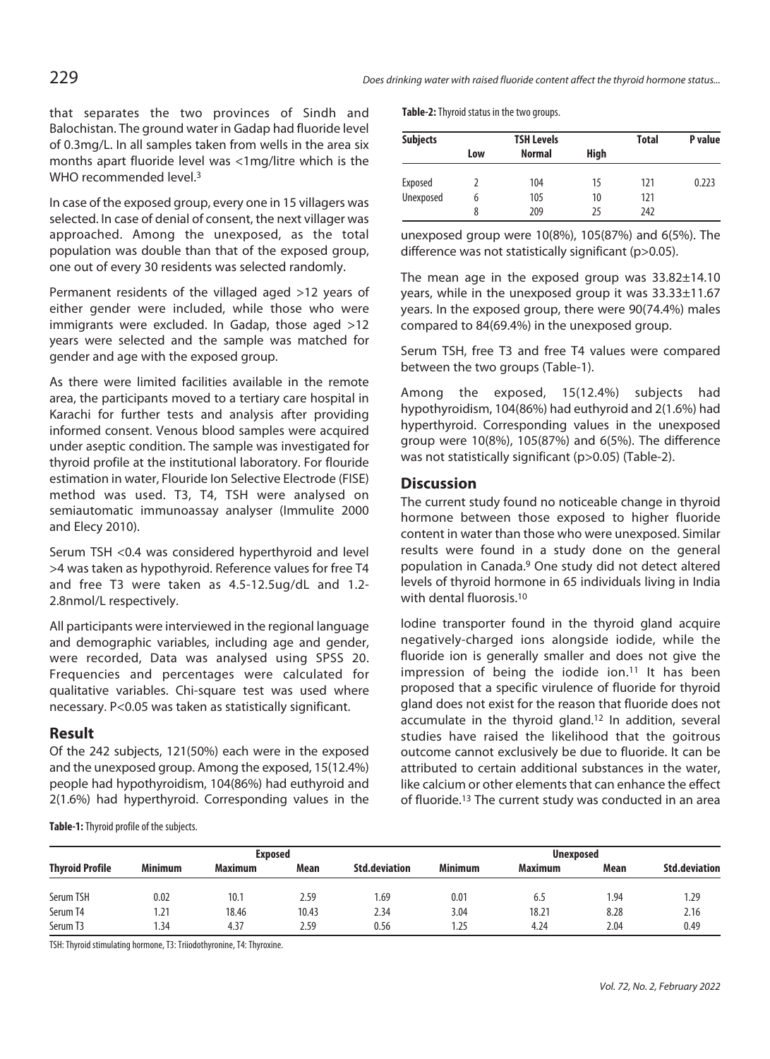that separates the two provinces of Sindh and Balochistan. The ground water in Gadap had fluoride level of 0.3mg/L. In all samples taken from wells in the area six months apart fluoride level was <1mg/litre which is the WHO recommended level.[3]

In case of the exposed group, every one in 15 villagers was selected. In case of denial of consent, the next villager was approached. Among the unexposed, as the total population was double than that of the exposed group, one out of every 30 residents was selected randomly.

Permanent residents of the villaged aged >12 years of either gender were included, while those who were immigrants were excluded. In Gadap, those aged >12 years were selected and the sample was matched for gender and age with the exposed group.

As there were limited facilities available in the remote area, the participants moved to a tertiary care hospital in Karachi for further tests and analysis after providing informed consent. Venous blood samples were acquired under aseptic condition. The sample was investigated for thyroid profile at the institutional laboratory. For flouride estimation in water, Flouride Ion Selective Electrode (FISE) method was used. T3, T4, TSH were analysed on semiautomatic immunoassay analyser (Immulite 2000 and Elecy 2010).

Serum TSH <0.4 was considered hyperthyroid and level >4 was taken as hypothyroid. Reference values for free T4 and free T3 were taken as 4.5-12.5ug/dL and 1.2-2.8nmol/L respectively.

All participants were interviewed in the regional language and demographic variables, including age and gender, were recorded, Data was analysed using SPSS 20. Frequencies and percentages were calculated for qualitative variables. Chi-square test was used where necessary. P<0.05 was taken as statistically significant.

## Result

Of the 242 subjects, 121(50%) each were in the exposed and the unexposed group. Among the exposed, 15(12.4%) people had hypothyroidism, 104(86%) had euthyroid and 2(1.6%) had hyperthyroid. Corresponding values in the unexposed group were 10(8%), 105(87%) and 6(5%). The difference was not statistically significant (p>0.05).

The mean age in the exposed group was 33.82±14.10 years, while in the unexposed group it was 33.33±11.67 years. In the exposed group, there were 90(74.4%) males compared to 84(69.4%) in the unexposed group.

Serum TSH, free T3 and free T4 values were compared between the two groups (Table-1).

Among the exposed, 15(12.4%) subjects had hypothyroidism, 104(86%) had euthyroid and 2(1.6%) had hyperthyroid. Corresponding values in the unexposed group were 10(8%), 105(87%) and 6(5%). The difference was not statistically significant (p>0.05) (Table-2).

**Table-2:** Thyroid status in the two groups.

| Subjects | TSH Levels | | | Total | P value |
|---|---|---|---|---|---|
| | Low | Normal | High | | |
| Exposed | 2 | 104 | 15 | 121 | 0.223 |
| Unexposed | 6 | 105 | 10 | 121 | |
| | 8 | 209 | 25 | 242 | |

## Discussion

The current study found no noticeable change in thyroid hormone between those exposed to higher fluoride content in water than those who were unexposed. Similar results were found in a study done on the general population in Canada.[9] One study did not detect altered levels of thyroid hormone in 65 individuals living in India with dental fluorosis.[10]

Iodine transporter found in the thyroid gland acquire negatively-charged ions alongside iodide, while the fluoride ion is generally smaller and does not give the impression of being the iodide ion.[11] It has been proposed that a specific virulence of fluoride for thyroid gland does not exist for the reason that fluoride does not accumulate in the thyroid gland.[12] In addition, several studies have raised the likelihood that the goitrous outcome cannot exclusively be due to fluoride. It can be attributed to certain additional substances in the water, like calcium or other elements that can enhance the effect of fluoride.[13] The current study was conducted in an area

**Table-1:** Thyroid profile of the subjects.

| Thyroid Profile | Exposed | | | | Unexposed | | | |
|---|---|---|---|---|---|---|---|---|
| | Minimum | Maximum | Mean | Std.deviation | Minimum | Maximum | Mean | Std.deviation |
| Serum TSH | 0.02 | 10.1 | 2.59 | 1.69 | 0.01 | 6.5 | 1.94 | 1.29 |
| Serum T4 | 1.21 | 18.46 | 10.43 | 2.34 | 3.04 | 18.21 | 8.28 | 2.16 |
| Serum T3 | 1.34 | 4.37 | 2.59 | 0.56 | 1.25 | 4.24 | 2.04 | 0.49 |

TSH: Thyroid stimulating hormone, T3: Triiodothyronine, T4: Thyroxine.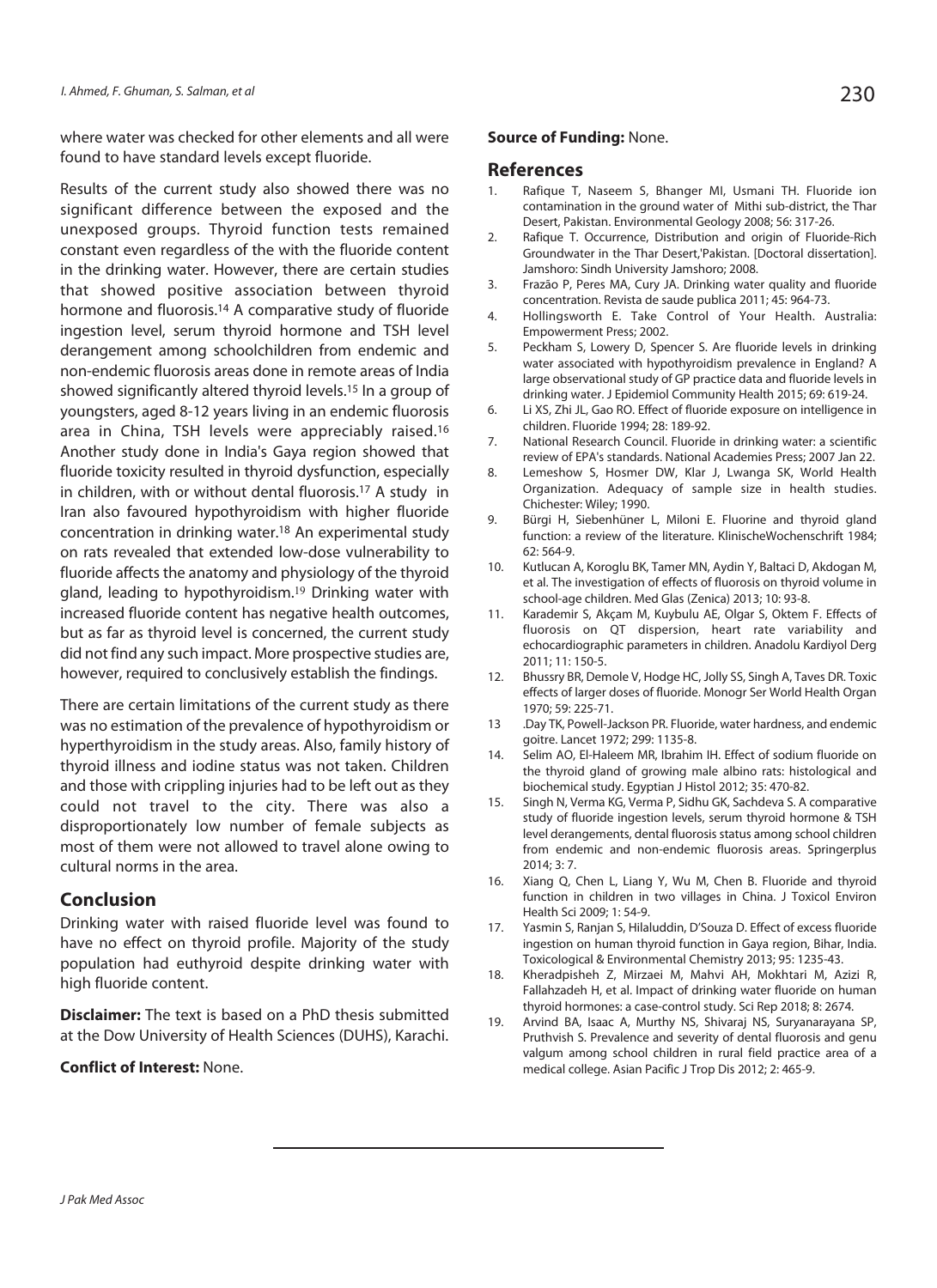where water was checked for other elements and all were found to have standard levels except fluoride.

Results of the current study also showed there was no significant difference between the exposed and the unexposed groups. Thyroid function tests remained constant even regardless of the with the fluoride content in the drinking water. However, there are certain studies that showed positive association between thyroid hormone and fluorosis.[14] A comparative study of fluoride ingestion level, serum thyroid hormone and TSH level derangement among schoolchildren from endemic and non-endemic fluorosis areas done in remote areas of India showed significantly altered thyroid levels.[15] In a group of youngsters, aged 8-12 years living in an endemic fluorosis area in China, TSH levels were appreciably raised.[16] Another study done in India's Gaya region showed that fluoride toxicity resulted in thyroid dysfunction, especially in children, with or without dental fluorosis.[17] A study in Iran also favoured hypothyroidism with higher fluoride concentration in drinking water.[18] An experimental study on rats revealed that extended low-dose vulnerability to fluoride affects the anatomy and physiology of the thyroid gland, leading to hypothyroidism.[19] Drinking water with increased fluoride content has negative health outcomes, but as far as thyroid level is concerned, the current study did not find any such impact. More prospective studies are, however, required to conclusively establish the findings.

There are certain limitations of the current study as there was no estimation of the prevalence of hypothyroidism or hyperthyroidism in the study areas. Also, family history of thyroid illness and iodine status was not taken. Children and those with crippling injuries had to be left out as they could not travel to the city. There was also a disproportionately low number of female subjects as most of them were not allowed to travel alone owing to cultural norms in the area.

## Conclusion

Drinking water with raised fluoride level was found to have no effect on thyroid profile. Majority of the study population had euthyroid despite drinking water with high fluoride content.

**Disclaimer:** The text is based on a PhD thesis submitted at the Dow University of Health Sciences (DUHS), Karachi.

**Conflict of Interest:** None.

**Source of Funding:** None.

## References

1. Rafique T, Naseem S, Bhanger MI, Usmani TH. Fluoride ion contamination in the ground water of Mithi sub-district, the Thar Desert, Pakistan. Environmental Geology 2008; 56: 317-26.
2. Rafique T. Occurrence, Distribution and origin of Fluoride-Rich Groundwater in the Thar Desert,'Pakistan. [Doctoral dissertation]. Jamshoro: Sindh University Jamshoro; 2008.
3. Frazão P, Peres MA, Cury JA. Drinking water quality and fluoride concentration. Revista de saude publica 2011; 45: 964-73.
4. Hollingsworth E. Take Control of Your Health. Australia: Empowerment Press; 2002.
5. Peckham S, Lowery D, Spencer S. Are fluoride levels in drinking water associated with hypothyroidism prevalence in England? A large observational study of GP practice data and fluoride levels in drinking water. J Epidemiol Community Health 2015; 69: 619-24.
6. Li XS, Zhi JL, Gao RO. Effect of fluoride exposure on intelligence in children. Fluoride 1994; 28: 189-92.
7. National Research Council. Fluoride in drinking water: a scientific review of EPA's standards. National Academies Press; 2007 Jan 22.
8. Lemeshow S, Hosmer DW, Klar J, Lwanga SK, World Health Organization. Adequacy of sample size in health studies. Chichester: Wiley; 1990.
9. Bürgi H, Siebenhüner L, Miloni E. Fluorine and thyroid gland function: a review of the literature. KlinischeWochenschrift 1984; 62: 564-9.
10. Kutlucan A, Koroglu BK, Tamer MN, Aydin Y, Baltaci D, Akdogan M, et al. The investigation of effects of fluorosis on thyroid volume in school-age children. Med Glas (Zenica) 2013; 10: 93-8.
11. Karademir S, Akçam M, Kuybulu AE, Olgar S, Oktem F. Effects of fluorosis on QT dispersion, heart rate variability and echocardiographic parameters in children. Anadolu Kardiyol Derg 2011; 11: 150-5.
12. Bhussry BR, Demole V, Hodge HC, Jolly SS, Singh A, Taves DR. Toxic effects of larger doses of fluoride. Monogr Ser World Health Organ 1970; 59: 225-71.
13. .Day TK, Powell-Jackson PR. Fluoride, water hardness, and endemic goitre. Lancet 1972; 299: 1135-8.
14. Selim AO, El-Haleem MR, Ibrahim IH. Effect of sodium fluoride on the thyroid gland of growing male albino rats: histological and biochemical study. Egyptian J Histol 2012; 35: 470-82.
15. Singh N, Verma KG, Verma P, Sidhu GK, Sachdeva S. A comparative study of fluoride ingestion levels, serum thyroid hormone & TSH level derangements, dental fluorosis status among school children from endemic and non-endemic fluorosis areas. Springerplus 2014; 3: 7.
16. Xiang Q, Chen L, Liang Y, Wu M, Chen B. Fluoride and thyroid function in children in two villages in China. J Toxicol Environ Health Sci 2009; 1: 54-9.
17. Yasmin S, Ranjan S, Hilaluddin, D'Souza D. Effect of excess fluoride ingestion on human thyroid function in Gaya region, Bihar, India. Toxicological & Environmental Chemistry 2013; 95: 1235-43.
18. Kheradpisheh Z, Mirzaei M, Mahvi AH, Mokhtari M, Azizi R, Fallahzadeh H, et al. Impact of drinking water fluoride on human thyroid hormones: a case-control study. Sci Rep 2018; 8: 2674.
19. Arvind BA, Isaac A, Murthy NS, Shivaraj NS, Suryanarayana SP, Pruthvish S. Prevalence and severity of dental fluorosis and genu valgum among school children in rural field practice area of a medical college. Asian Pacific J Trop Dis 2012; 2: 465-9.